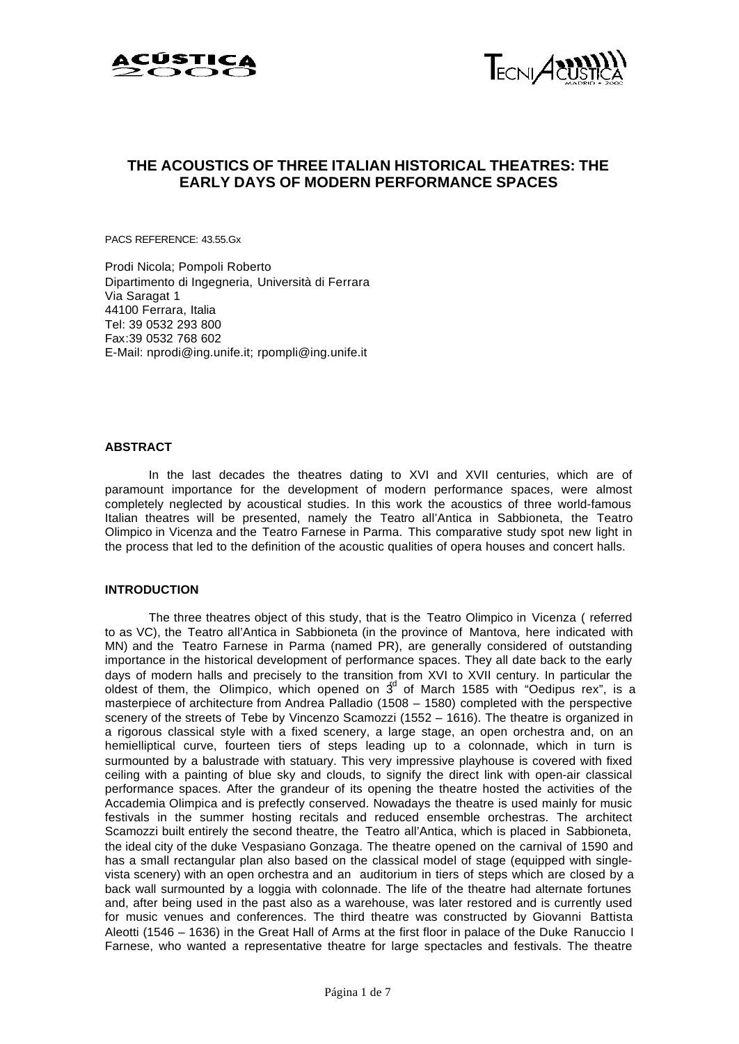# THE ACOUSTICS OF THREE ITALIAN HISTORICAL THEATRES: THE EARLY DAYS OF MODERN PERFORMANCE SPACES

PACS REFERENCE: 43.55.Gx

Prodi Nicola; Pompoli Roberto
Dipartimento di Ingegneria, Università di Ferrara
Via Saragat 1
44100 Ferrara, Italia
Tel: 39 0532 293 800
Fax:39 0532 768 602
E-Mail: nprodi@ing.unife.it; rpompli@ing.unife.it

## ABSTRACT

In the last decades the theatres dating to XVI and XVII centuries, which are of paramount importance for the development of modern performance spaces, were almost completely neglected by acoustical studies. In this work the acoustics of three world-famous Italian theatres will be presented, namely the Teatro all'Antica in Sabbioneta, the Teatro Olimpico in Vicenza and the Teatro Farnese in Parma. This comparative study spot new light in the process that led to the definition of the acoustic qualities of opera houses and concert halls.

## INTRODUCTION

The three theatres object of this study, that is the Teatro Olimpico in Vicenza ( referred to as VC), the Teatro all'Antica in Sabbioneta (in the province of Mantova, here indicated with MN) and the Teatro Farnese in Parma (named PR), are generally considered of outstanding importance in the historical development of performance spaces. They all date back to the early days of modern halls and precisely to the transition from XVI to XVII century. In particular the oldest of them, the Olimpico, which opened on 3[rd] of March 1585 with "Oedipus rex", is a masterpiece of architecture from Andrea Palladio (1508 – 1580) completed with the perspective scenery of the streets of Tebe by Vincenzo Scamozzi (1552 – 1616). The theatre is organized in a rigorous classical style with a fixed scenery, a large stage, an open orchestra and, on an hemielliptical curve, fourteen tiers of steps leading up to a colonnade, which in turn is surmounted by a balustrade with statuary. This very impressive playhouse is covered with fixed ceiling with a painting of blue sky and clouds, to signify the direct link with open-air classical performance spaces. After the grandeur of its opening the theatre hosted the activities of the Accademia Olimpica and is prefectly conserved. Nowadays the theatre is used mainly for music festivals in the summer hosting recitals and reduced ensemble orchestras. The architect Scamozzi built entirely the second theatre, the Teatro all'Antica, which is placed in Sabbioneta, the ideal city of the duke Vespasiano Gonzaga. The theatre opened on the carnival of 1590 and has a small rectangular plan also based on the classical model of stage (equipped with single-vista scenery) with an open orchestra and an auditorium in tiers of steps which are closed by a back wall surmounted by a loggia with colonnade. The life of the theatre had alternate fortunes and, after being used in the past also as a warehouse, was later restored and is currently used for music venues and conferences. The third theatre was constructed by Giovanni Battista Aleotti (1546 – 1636) in the Great Hall of Arms at the first floor in palace of the Duke Ranuccio I Farnese, who wanted a representative theatre for large spectacles and festivals. The theatre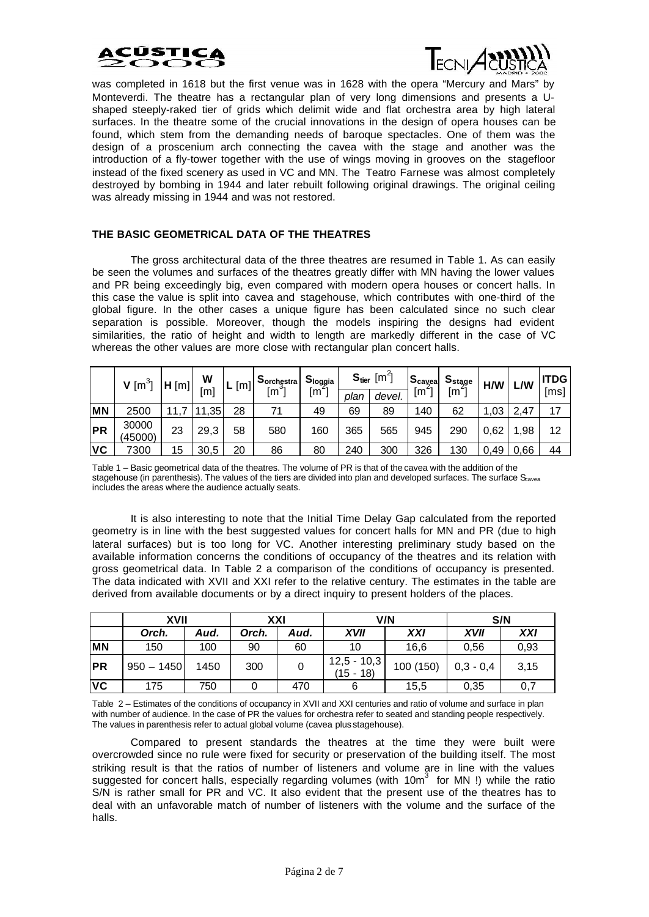was completed in 1618 but the first venue was in 1628 with the opera "Mercury and Mars" by Monteverdi. The theatre has a rectangular plan of very long dimensions and presents a U-shaped steeply-raked tier of grids which delimit wide and flat orchestra area by high lateral surfaces. In the theatre some of the crucial innovations in the design of opera houses can be found, which stem from the demanding needs of baroque spectacles. One of them was the design of a proscenium arch connecting the cavea with the stage and another was the introduction of a fly-tower together with the use of wings moving in grooves on the stagefloor instead of the fixed scenery as used in VC and MN. The Teatro Farnese was almost completely destroyed by bombing in 1944 and later rebuilt following original drawings. The original ceiling was already missing in 1944 and was not restored.

## THE BASIC GEOMETRICAL DATA OF THE THEATRES

The gross architectural data of the three theatres are resumed in Table 1. As can easily be seen the volumes and surfaces of the theatres greatly differ with MN having the lower values and PR being exceedingly big, even compared with modern opera houses or concert halls. In this case the value is split into cavea and stagehouse, which contributes with one-third of the global figure. In the other cases a unique figure has been calculated since no such clear separation is possible. Moreover, though the models inspiring the designs had evident similarities, the ratio of height and width to length are markedly different in the case of VC whereas the other values are more close with rectangular plan concert halls.

| | **V** [$m^3$] | **H** [m] | **W** [m] | **L** [m] | **$S_{orchestra}$** [$m^3$] | **$S_{loggia}$** [$m^2$] | **$S_{tier}$** [$m^2$] | | **$S_{cavea}$** [$m^2$] | **$S_{stage}$** [$m^2$] | **H/W** | **L/W** | **ITDG** [ms] |
|---|---|---|---|---|---|---|---|---|---|---|---|---|---|
| | | | | | | | *plan* | *devel.* | | | | | |
| **MN** | 2500 | 11,7 | 11,35 | 28 | 71 | 49 | 69 | 89 | 140 | 62 | 1,03 | 2,47 | 17 |
| **PR** | 30000 (45000) | 23 | 29,3 | 58 | 580 | 160 | 365 | 565 | 945 | 290 | 0,62 | 1,98 | 12 |
| **VC** | 7300 | 15 | 30,5 | 20 | 86 | 80 | 240 | 300 | 326 | 130 | 0,49 | 0,66 | 44 |

Table 1 – Basic geometrical data of the theatres. The volume of PR is that of the cavea with the addition of the stagehouse (in parenthesis). The values of the tiers are divided into plan and developed surfaces. The surface $S_{cavea}$ includes the areas where the audience actually seats.

It is also interesting to note that the Initial Time Delay Gap calculated from the reported geometry is in line with the best suggested values for concert halls for MN and PR (due to high lateral surfaces) but is too long for VC. Another interesting preliminary study based on the available information concerns the conditions of occupancy of the theatres and its relation with gross geometrical data. In Table 2 a comparison of the conditions of occupancy is presented. The data indicated with XVII and XXI refer to the relative century. The estimates in the table are derived from available documents or by a direct inquiry to present holders of the places.

| | **XVII** | | **XXI** | | **V/N** | | **S/N** | |
|---|---|---|---|---|---|---|---|---|
| | ***Orch.*** | ***Aud.*** | ***Orch.*** | ***Aud.*** | ***XVII*** | ***XXI*** | ***XVII*** | ***XXI*** |
| **MN** | 150 | 100 | 90 | 60 | 10 | 16,6 | 0,56 | 0,93 |
| **PR** | 950 – 1450 | 1450 | 300 | 0 | 12,5 - 10,3 (15 - 18) | 100 (150) | 0,3 - 0,4 | 3,15 |
| **VC** | 175 | 750 | 0 | 470 | 6 | 15,5 | 0,35 | 0,7 |

Table 2 – Estimates of the conditions of occupancy in XVII and XXI centuries and ratio of volume and surface in plan with number of audience. In the case of PR the values for orchestra refer to seated and standing people respectively. The values in parenthesis refer to actual global volume (cavea plus stagehouse).

Compared to present standards the theatres at the time they were built were overcrowded since no rule were fixed for security or preservation of the building itself. The most striking result is that the ratios of number of listeners and volume are in line with the values suggested for concert halls, especially regarding volumes (with 10$m^3$ for MN !) while the ratio S/N is rather small for PR and VC. It also evident that the present use of the theatres has to deal with an unfavorable match of number of listeners with the volume and the surface of the halls.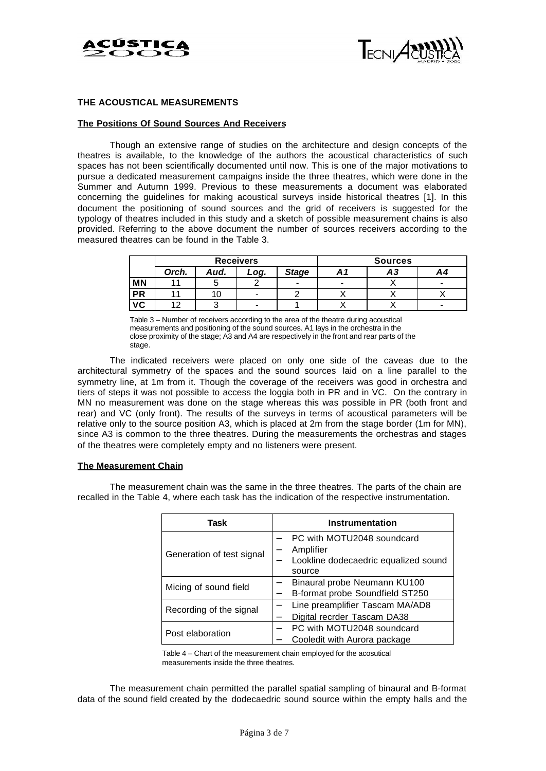## THE ACOUSTICAL MEASUREMENTS

### The Positions Of Sound Sources And Receivers

Though an extensive range of studies on the architecture and design concepts of the theatres is available, to the knowledge of the authors the acoustical characteristics of such spaces has not been scientifically documented until now. This is one of the major motivations to pursue a dedicated measurement campaigns inside the three theatres, which were done in the Summer and Autumn 1999. Previous to these measurements a document was elaborated concerning the guidelines for making acoustical surveys inside historical theatres [1]. In this document the positioning of sound sources and the grid of receivers is suggested for the typology of theatres included in this study and a sketch of possible measurement chains is also provided. Referring to the above document the number of sources receivers according to the measured theatres can be found in the Table 3.

| | Receivers | | | | Sources | | |
|---|---|---|---|---|---|---|---|
| | *Orch.* | *Aud.* | *Log.* | *Stage* | *A1* | *A3* | *A4* |
| **MN** | 11 | 5 | 2 | - | - | X | - |
| **PR** | 11 | 10 | - | 2 | X | X | X |
| **VC** | 12 | 3 | - | 1 | X | X | - |

Table 3 – Number of receivers according to the area of the theatre during acoustical measurements and positioning of the sound sources. A1 lays in the orchestra in the close proximity of the stage; A3 and A4 are respectively in the front and rear parts of the stage.

The indicated receivers were placed on only one side of the caveas due to the architectural symmetry of the spaces and the sound sources laid on a line parallel to the symmetry line, at 1m from it. Though the coverage of the receivers was good in orchestra and tiers of steps it was not possible to access the loggia both in PR and in VC. On the contrary in MN no measurement was done on the stage whereas this was possible in PR (both front and rear) and VC (only front). The results of the surveys in terms of acoustical parameters will be relative only to the source position A3, which is placed at 2m from the stage border (1m for MN), since A3 is common to the three theatres. During the measurements the orchestras and stages of the theatres were completely empty and no listeners were present.

### The Measurement Chain

The measurement chain was the same in the three theatres. The parts of the chain are recalled in the Table 4, where each task has the indication of the respective instrumentation.

| Task | Instrumentation |
|---|---|
| Generation of test signal | – PC with MOTU2048 soundcard<br>– Amplifier<br>– Lookline dodecaedric equalized sound source |
| Micing of sound field | – Binaural probe Neumann KU100<br>– B-format probe Soundfield ST250 |
| Recording of the signal | – Line preamplifier Tascam MA/AD8<br>– Digital recrder Tascam DA38 |
| Post elaboration | – PC with MOTU2048 soundcard<br>– Cooledit with Aurora package |

Table 4 – Chart of the measurement chain employed for the acosutical measurements inside the three theatres.

The measurement chain permitted the parallel spatial sampling of binaural and B-format data of the sound field created by the dodecaedric sound source within the empty halls and the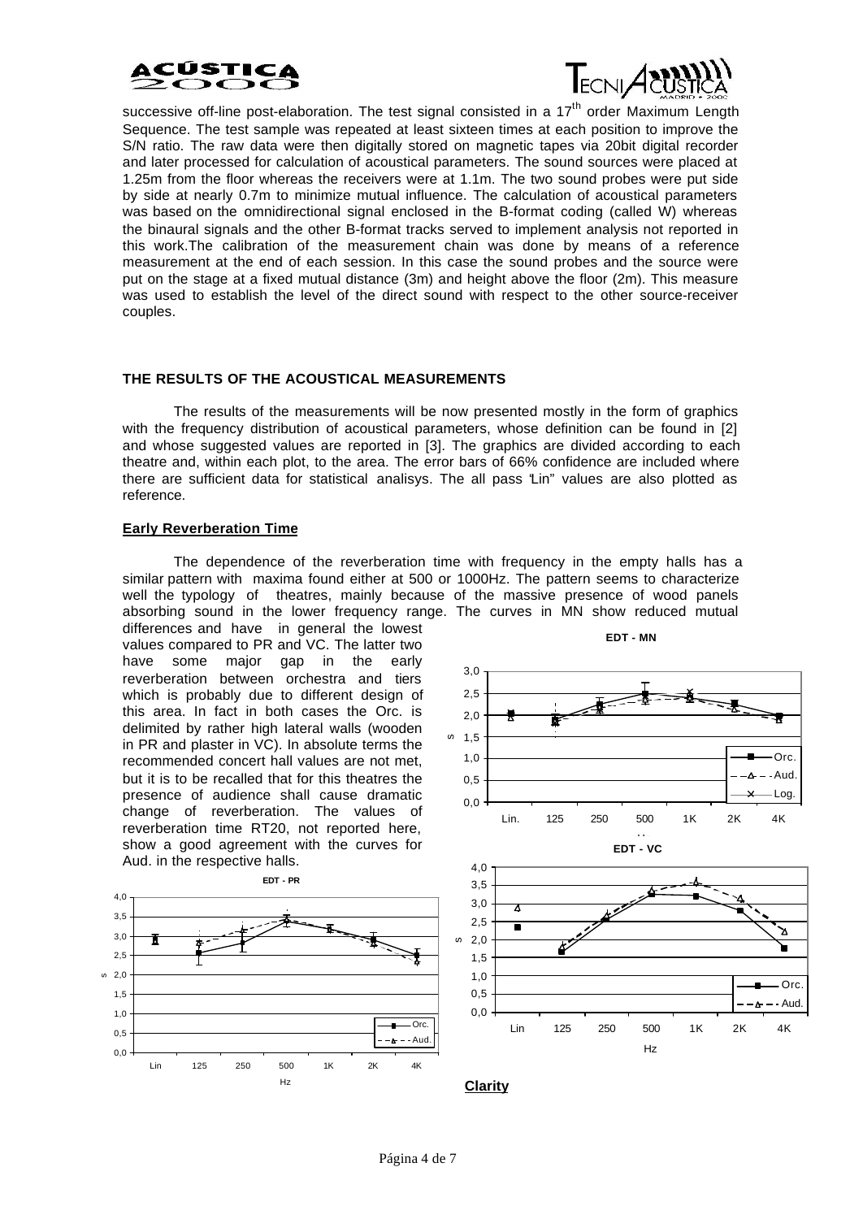successive off-line post-elaboration. The test signal consisted in a 17th order Maximum Length Sequence. The test sample was repeated at least sixteen times at each position to improve the S/N ratio. The raw data were then digitally stored on magnetic tapes via 20bit digital recorder and later processed for calculation of acoustical parameters. The sound sources were placed at 1.25m from the floor whereas the receivers were at 1.1m. The two sound probes were put side by side at nearly 0.7m to minimize mutual influence. The calculation of acoustical parameters was based on the omnidirectional signal enclosed in the B-format coding (called W) whereas the binaural signals and the other B-format tracks served to implement analysis not reported in this work.The calibration of the measurement chain was done by means of a reference measurement at the end of each session. In this case the sound probes and the source were put on the stage at a fixed mutual distance (3m) and height above the floor (2m). This measure was used to establish the level of the direct sound with respect to the other source-receiver couples.

## THE RESULTS OF THE ACOUSTICAL MEASUREMENTS

The results of the measurements will be now presented mostly in the form of graphics with the frequency distribution of acoustical parameters, whose definition can be found in [2] and whose suggested values are reported in [3]. The graphics are divided according to each theatre and, within each plot, to the area. The error bars of 66% confidence are included where there are sufficient data for statistical analisys. The all pass "Lin" values are also plotted as reference.

### Early Reverberation Time

The dependence of the reverberation time with frequency in the empty halls has a similar pattern with maxima found either at 500 or 1000Hz. The pattern seems to characterize well the typology of theatres, mainly because of the massive presence of wood panels absorbing sound in the lower frequency range. The curves in MN show reduced mutual differences and have in general the lowest values compared to PR and VC. The latter two have some major gap in the early reverberation between orchestra and tiers which is probably due to different design of this area. In fact in both cases the Orc. is delimited by rather high lateral walls (wooden in PR and plaster in VC). In absolute terms the recommended concert hall values are not met, but it is to be recalled that for this theatres the presence of audience shall cause dramatic change of reverberation. The values of reverberation time RT20, not reported here, show a good agreement with the curves for Aud. in the respective halls.

EDT - MN

EDT - VC

EDT - PR

### Clarity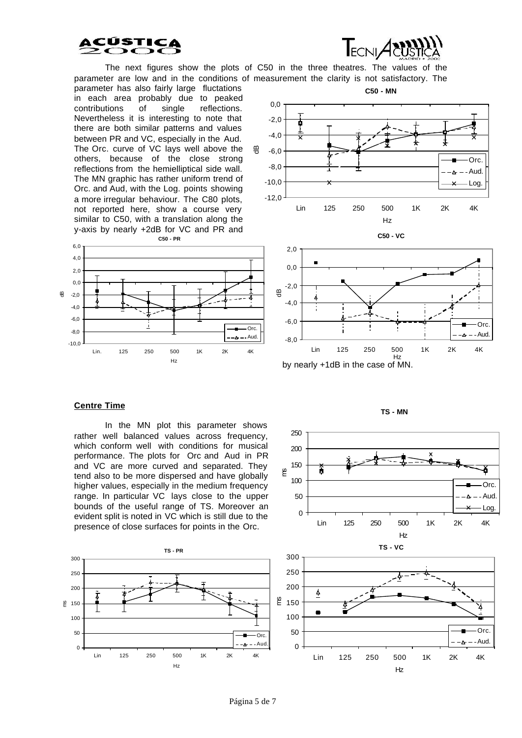The next figures show the plots of C50 in the three theatres. The values of the parameter are low and in the conditions of measurement the clarity is not satisfactory. The parameter has also fairly large fluctations in each area probably due to peaked contributions of single reflections. Nevertheless it is interesting to note that there are both similar patterns and values between PR and VC, especially in the Aud. The Orc. curve of VC lays well above the others, because of the close strong reflections from the hemielliptical side wall. The MN graphic has rather uniform trend of Orc. and Aud, with the Log. points showing a more irregular behaviour. The C80 plots, not reported here, show a course very similar to C50, with a translation along the y-axis by nearly +2dB for VC and PR and by nearly +1dB in the case of MN.

## Centre Time

In the MN plot this parameter shows rather well balanced values across frequency, which conform well with conditions for musical performance. The plots for Orc and Aud in PR and VC are more curved and separated. They tend also to be more dispersed and have globally higher values, especially in the medium frequency range. In particular VC lays close to the upper bounds of the useful range of TS. Moreover an evident split is noted in VC which is still due to the presence of close surfaces for points in the Orc.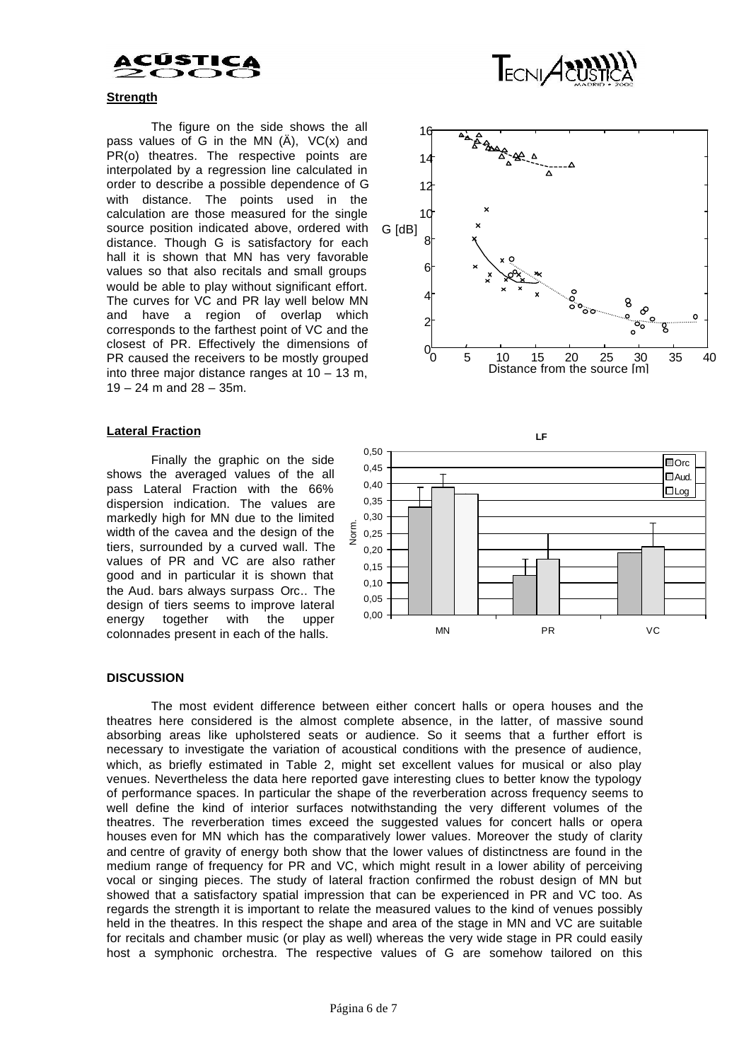**Strength**

The figure on the side shows the all pass values of G in the MN (Ä), VC(x) and PR(o) theatres. The respective points are interpolated by a regression line calculated in order to describe a possible dependence of G with distance. The points used in the calculation are those measured for the single source position indicated above, ordered with distance. Though G is satisfactory for each hall it is shown that MN has very favorable values so that also recitals and small groups would be able to play without significant effort. The curves for VC and PR lay well below MN and have a region of overlap which corresponds to the farthest point of VC and the closest of PR. Effectively the dimensions of PR caused the receivers to be mostly grouped into three major distance ranges at 10 – 13 m, 19 – 24 m and 28 – 35m.

**Lateral Fraction**

Finally the graphic on the side shows the averaged values of the all pass Lateral Fraction with the 66% dispersion indication. The values are markedly high for MN due to the limited width of the cavea and the design of the tiers, surrounded by a curved wall. The values of PR and VC are also rather good and in particular it is shown that the Aud. bars always surpass Orc.. The design of tiers seems to improve lateral energy together with the upper colonnades present in each of the halls.

### DISCUSSION

The most evident difference between either concert halls or opera houses and the theatres here considered is the almost complete absence, in the latter, of massive sound absorbing areas like upholstered seats or audience. So it seems that a further effort is necessary to investigate the variation of acoustical conditions with the presence of audience, which, as briefly estimated in Table 2, might set excellent values for musical or also play venues. Nevertheless the data here reported gave interesting clues to better know the typology of performance spaces. In particular the shape of the reverberation across frequency seems to well define the kind of interior surfaces notwithstanding the very different volumes of the theatres. The reverberation times exceed the suggested values for concert halls or opera houses even for MN which has the comparatively lower values. Moreover the study of clarity and centre of gravity of energy both show that the lower values of distinctness are found in the medium range of frequency for PR and VC, which might result in a lower ability of perceiving vocal or singing pieces. The study of lateral fraction confirmed the robust design of MN but showed that a satisfactory spatial impression that can be experienced in PR and VC too. As regards the strength it is important to relate the measured values to the kind of venues possibly held in the theatres. In this respect the shape and area of the stage in MN and VC are suitable for recitals and chamber music (or play as well) whereas the very wide stage in PR could easily host a symphonic orchestra. The respective values of G are somehow tailored on this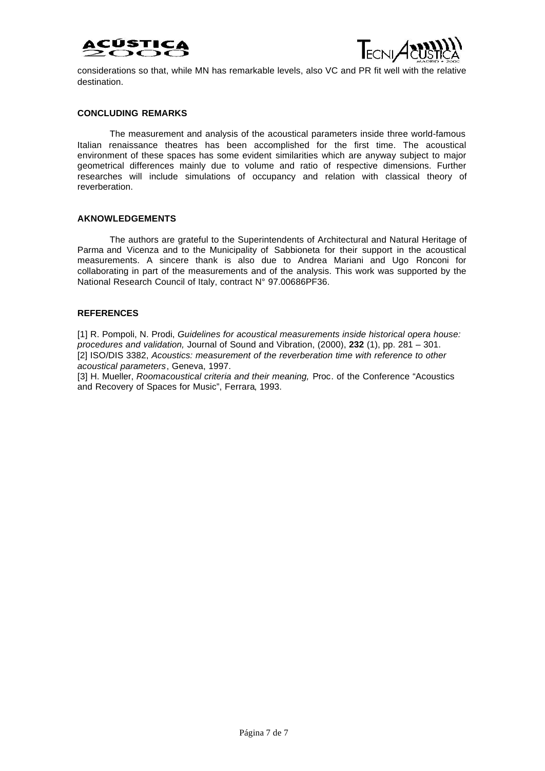considerations so that, while MN has remarkable levels, also VC and PR fit well with the relative destination.

## CONCLUDING REMARKS

The measurement and analysis of the acoustical parameters inside three world-famous Italian renaissance theatres has been accomplished for the first time. The acoustical environment of these spaces has some evident similarities which are anyway subject to major geometrical differences mainly due to volume and ratio of respective dimensions. Further researches will include simulations of occupancy and relation with classical theory of reverberation.

## AKNOWLEDGEMENTS

The authors are grateful to the Superintendents of Architectural and Natural Heritage of Parma and Vicenza and to the Municipality of Sabbioneta for their support in the acoustical measurements. A sincere thank is also due to Andrea Mariani and Ugo Ronconi for collaborating in part of the measurements and of the analysis. This work was supported by the National Research Council of Italy, contract N° 97.00686PF36.

## REFERENCES

[1] R. Pompoli, N. Prodi, *Guidelines for acoustical measurements inside historical opera house: procedures and validation,* Journal of Sound and Vibration, (2000), **232** (1), pp. 281 – 301.
[2] ISO/DIS 3382, *Acoustics: measurement of the reverberation time with reference to other acoustical parameters*, Geneva, 1997.
[3] H. Mueller, *Roomacoustical criteria and their meaning,* Proc. of the Conference "Acoustics and Recovery of Spaces for Music", Ferrara, 1993.